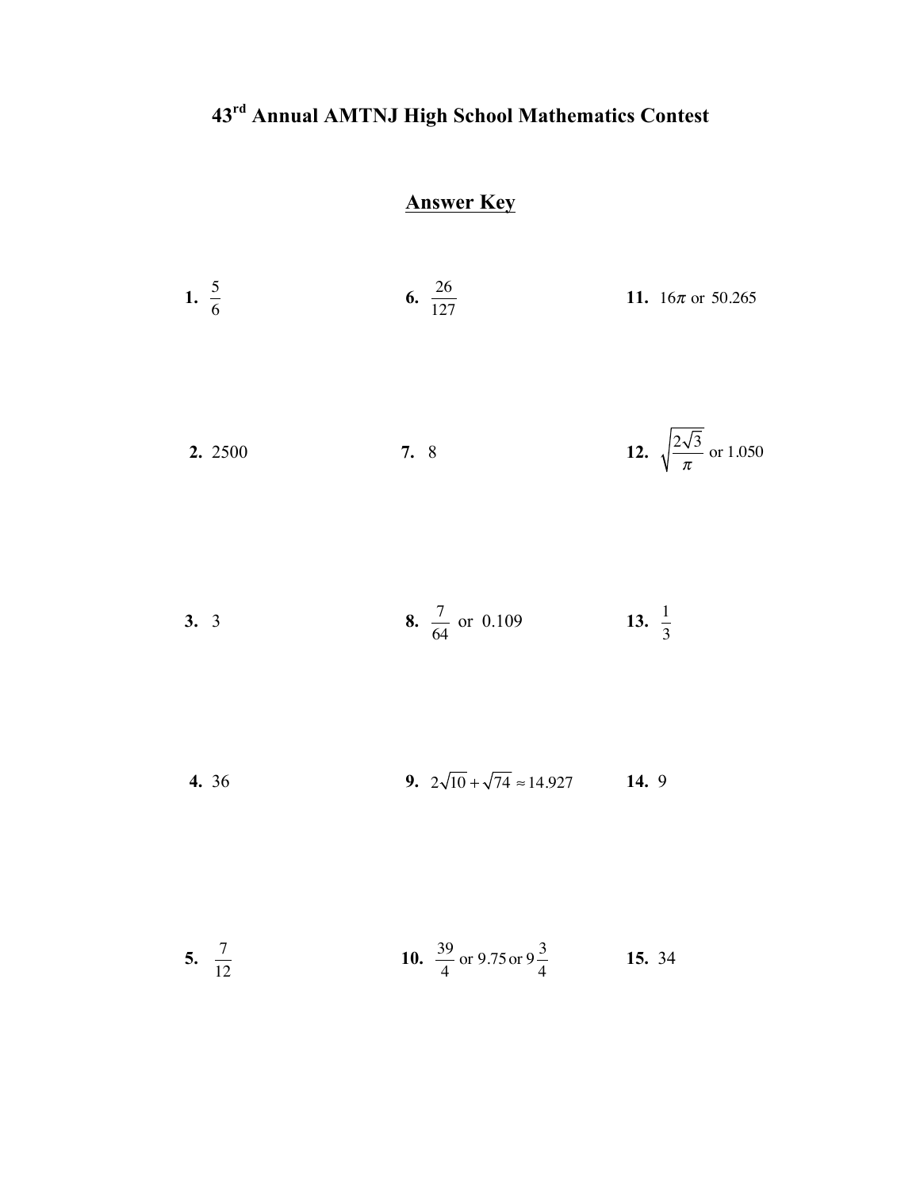# 43rd Annual AMTNJ High School Mathematics Contest

## Answer Key

**1.** $\frac{5}{6}$

**2.** 2500

**3.** 3

**4.** 36

**5.** $\frac{7}{12}$

**6.** $\frac{26}{127}$

**7.** 8

**8.** $\frac{7}{64}$ or 0.109

**9.** $2\sqrt{10}+\sqrt{74}\approx 14.927$

**10.** $\frac{39}{4}$ or 9.75 or $9\frac{3}{4}$

**11.** $16\pi$ or 50.265

**12.** $\sqrt{\frac{2\sqrt{3}}{\pi}}$ or 1.050

**13.** $\frac{1}{3}$

**14.** 9

**15.** 34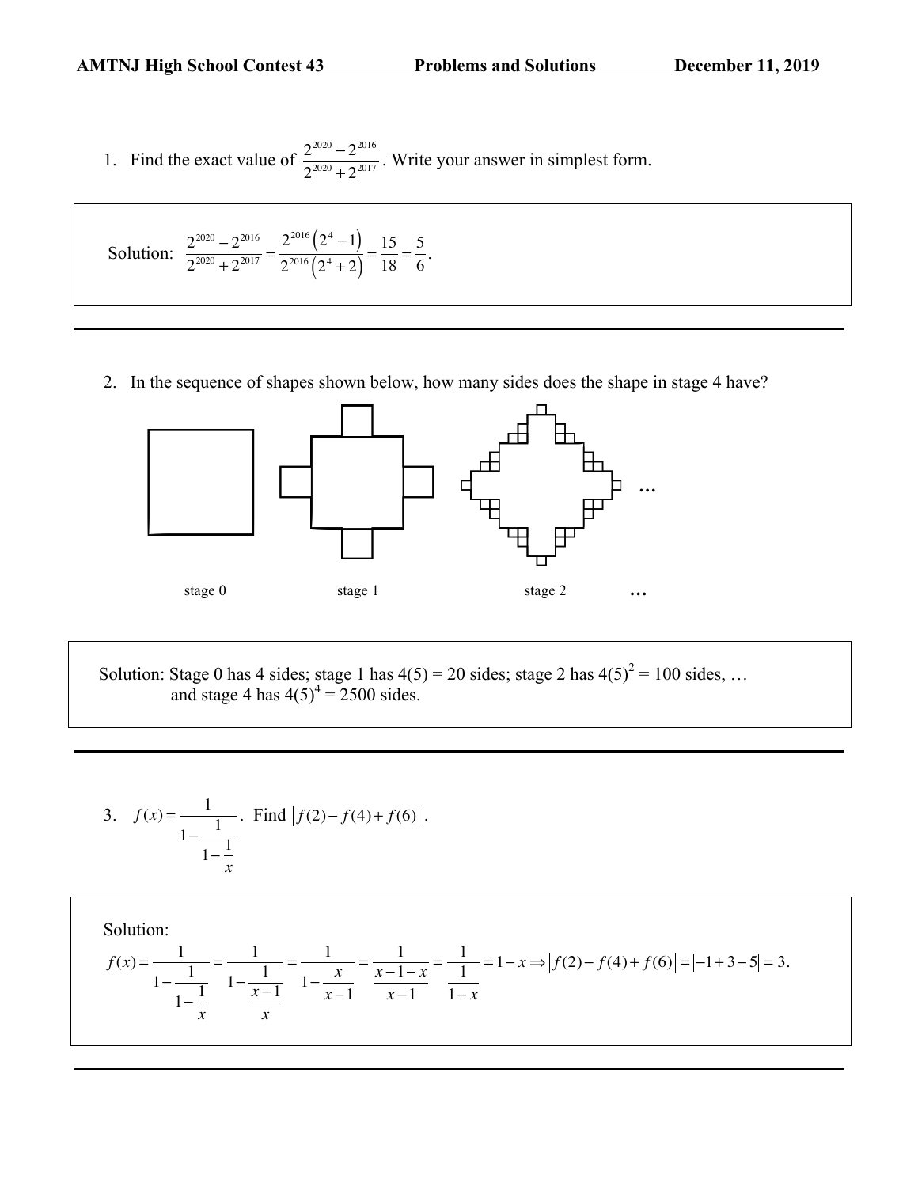1. Find the exact value of $\dfrac{2^{2020}-2^{2016}}{2^{2020}+2^{2017}}$. Write your answer in simplest form.

Solution: $\dfrac{2^{2020}-2^{2016}}{2^{2020}+2^{2017}}=\dfrac{2^{2016}\left(2^4-1\right)}{2^{2016}\left(2^4+2\right)}=\dfrac{15}{18}=\dfrac{5}{6}$.

---

2. In the sequence of shapes shown below, how many sides does the shape in stage 4 have?

stage 0 stage 1 stage 2 …

Solution: Stage 0 has 4 sides; stage 1 has 4(5) = 20 sides; stage 2 has $4(5)^2 = 100$ sides, … and stage 4 has $4(5)^4 = 2500$ sides.

---

3. $f(x)=\dfrac{1}{1-\dfrac{1}{1-\dfrac{1}{x}}}$. Find $\left|f(2)-f(4)+f(6)\right|$.

Solution:

$$f(x)=\frac{1}{1-\dfrac{1}{1-\dfrac{1}{x}}}=\frac{1}{1-\dfrac{1}{\dfrac{x-1}{x}}}=\frac{1}{1-\dfrac{x}{x-1}}=\frac{1}{\dfrac{x-1-x}{x-1}}=\frac{1}{\dfrac{1}{1-x}}=1-x\Rightarrow\left|f(2)-f(4)+f(6)\right|=\left|-1+3-5\right|=3.$$

---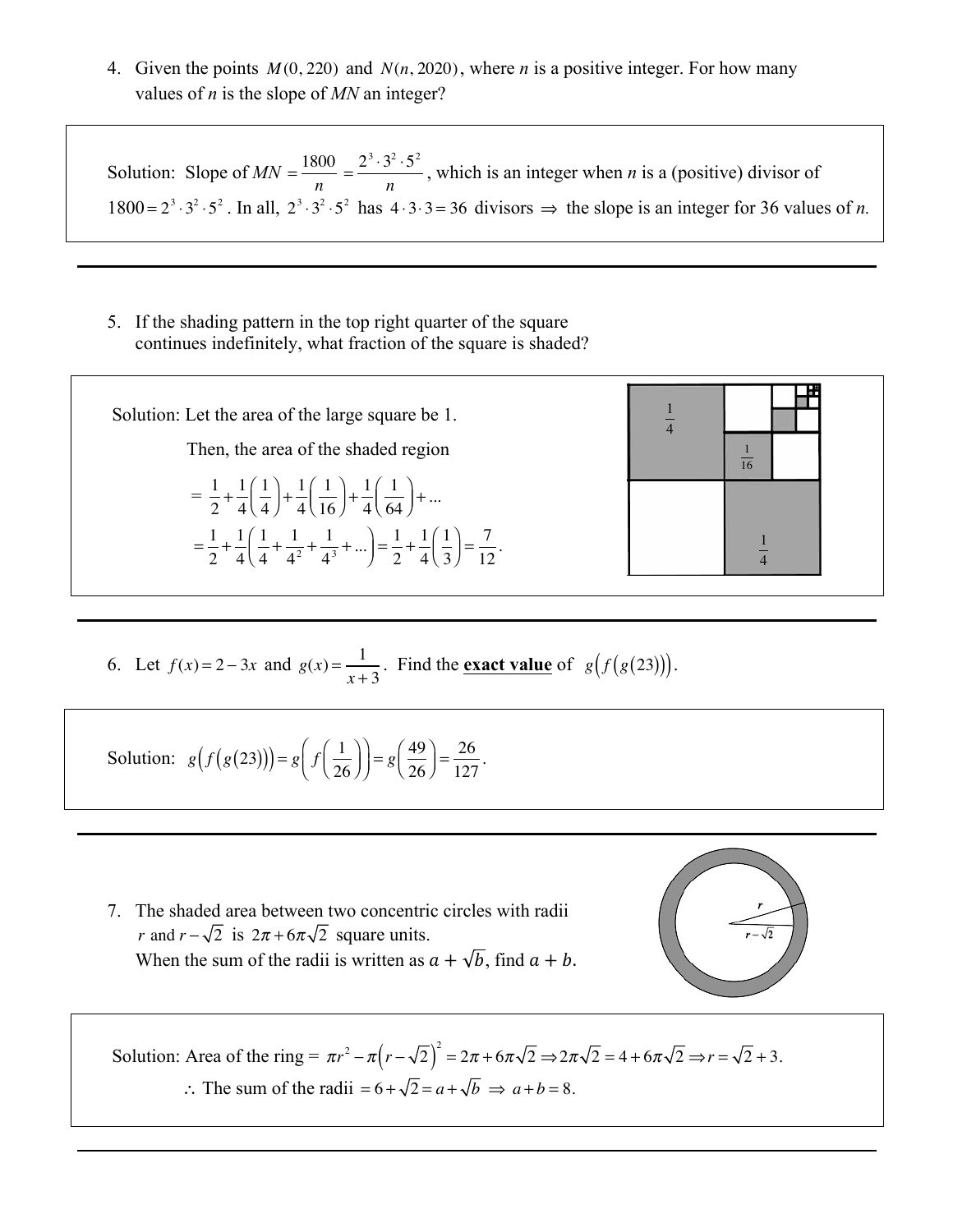4. Given the points $M(0, 220)$ and $N(n, 2020)$, where $n$ is a positive integer. For how many values of $n$ is the slope of $MN$ an integer?

Solution: Slope of $MN = \dfrac{1800}{n} = \dfrac{2^3 \cdot 3^2 \cdot 5^2}{n}$, which is an integer when $n$ is a (positive) divisor of $1800 = 2^3 \cdot 3^2 \cdot 5^2$. In all, $2^3 \cdot 3^2 \cdot 5^2$ has $4 \cdot 3 \cdot 3 = 36$ divisors $\Rightarrow$ the slope is an integer for 36 values of *n.*

---

5. If the shading pattern in the top right quarter of the square continues indefinitely, what fraction of the square is shaded?

Solution: Let the area of the large square be 1.

Then, the area of the shaded region

$$= \frac{1}{2} + \frac{1}{4}\left(\frac{1}{4}\right) + \frac{1}{4}\left(\frac{1}{16}\right) + \frac{1}{4}\left(\frac{1}{64}\right) + \ldots$$

$$= \frac{1}{2} + \frac{1}{4}\left(\frac{1}{4} + \frac{1}{4^2} + \frac{1}{4^3} + \ldots\right) = \frac{1}{2} + \frac{1}{4}\left(\frac{1}{3}\right) = \frac{7}{12}.$$

---

6. Let $f(x) = 2 - 3x$ and $g(x) = \dfrac{1}{x+3}$. Find the **exact value** of $g\big(f\big(g(23)\big)\big)$.

Solution: $g\big(f\big(g(23)\big)\big) = g\left(f\left(\dfrac{1}{26}\right)\right) = g\left(\dfrac{49}{26}\right) = \dfrac{26}{127}$.

---

7. The shaded area between two concentric circles with radii $r$ and $r - \sqrt{2}$ is $2\pi + 6\pi\sqrt{2}$ square units.
When the sum of the radii is written as $a + \sqrt{b}$, find $a + b$.

Solution: Area of the ring $= \pi r^2 - \pi\left(r - \sqrt{2}\right)^2 = 2\pi + 6\pi\sqrt{2} \Rightarrow 2\pi\sqrt{2} = 4 + 6\pi\sqrt{2} \Rightarrow r = \sqrt{2} + 3$.

$\therefore$ The sum of the radii $= 6 + \sqrt{2} = a + \sqrt{b} \Rightarrow a + b = 8$.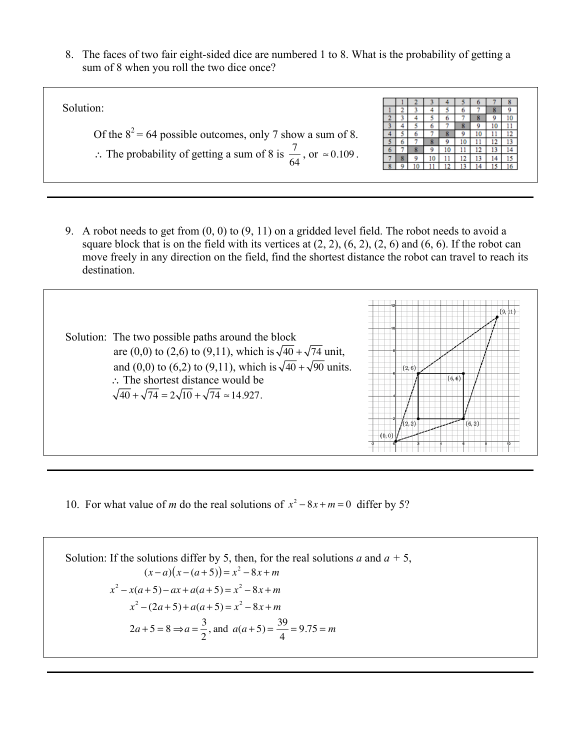8. The faces of two fair eight-sided dice are numbered 1 to 8. What is the probability of getting a sum of 8 when you roll the two dice once?

Solution:

Of the $8^2 = 64$ possible outcomes, only 7 show a sum of 8.

$\therefore$ The probability of getting a sum of 8 is $\frac{7}{64}$, or $\approx 0.109$.

| | 1 | 2 | 3 | 4 | 5 | 6 | 7 | 8 |
|---|---|---|---|---|---|---|---|---|
| 1 | 2 | 3 | 4 | 5 | 6 | 7 | 8 | 9 |
| 2 | 3 | 4 | 5 | 6 | 7 | 8 | 9 | 10 |
| 3 | 4 | 5 | 6 | 7 | 8 | 9 | 10 | 11 |
| 4 | 5 | 6 | 7 | 8 | 9 | 10 | 11 | 12 |
| 5 | 6 | 7 | 8 | 9 | 10 | 11 | 12 | 13 |
| 6 | 7 | 8 | 9 | 10 | 11 | 12 | 13 | 14 |
| 7 | 8 | 9 | 10 | 11 | 12 | 13 | 14 | 15 |
| 8 | 9 | 10 | 11 | 12 | 13 | 14 | 15 | 16 |

---

9. A robot needs to get from (0, 0) to (9, 11) on a gridded level field. The robot needs to avoid a square block that is on the field with its vertices at (2, 2), (6, 2), (2, 6) and (6, 6). If the robot can move freely in any direction on the field, find the shortest distance the robot can travel to reach its destination.

Solution: The two possible paths around the block are (0,0) to (2,6) to (9,11), which is $\sqrt{40}+\sqrt{74}$ unit, and (0,0) to (6,2) to (9,11), which is $\sqrt{40}+\sqrt{90}$ units.

$\therefore$ The shortest distance would be $\sqrt{40}+\sqrt{74} = 2\sqrt{10}+\sqrt{74} \approx 14.927$.

---

10. For what value of $m$ do the real solutions of $x^2 - 8x + m = 0$ differ by 5?

Solution: If the solutions differ by 5, then, for the real solutions $a$ and $a + 5$,

$$(x-a)(x-(a+5)) = x^2 - 8x + m$$

$$x^2 - x(a+5) - ax + a(a+5) = x^2 - 8x + m$$

$$x^2 - (2a+5) + a(a+5) = x^2 - 8x + m$$

$$2a + 5 = 8 \Rightarrow a = \frac{3}{2}, \text{ and } a(a+5) = \frac{39}{4} = 9.75 = m$$

---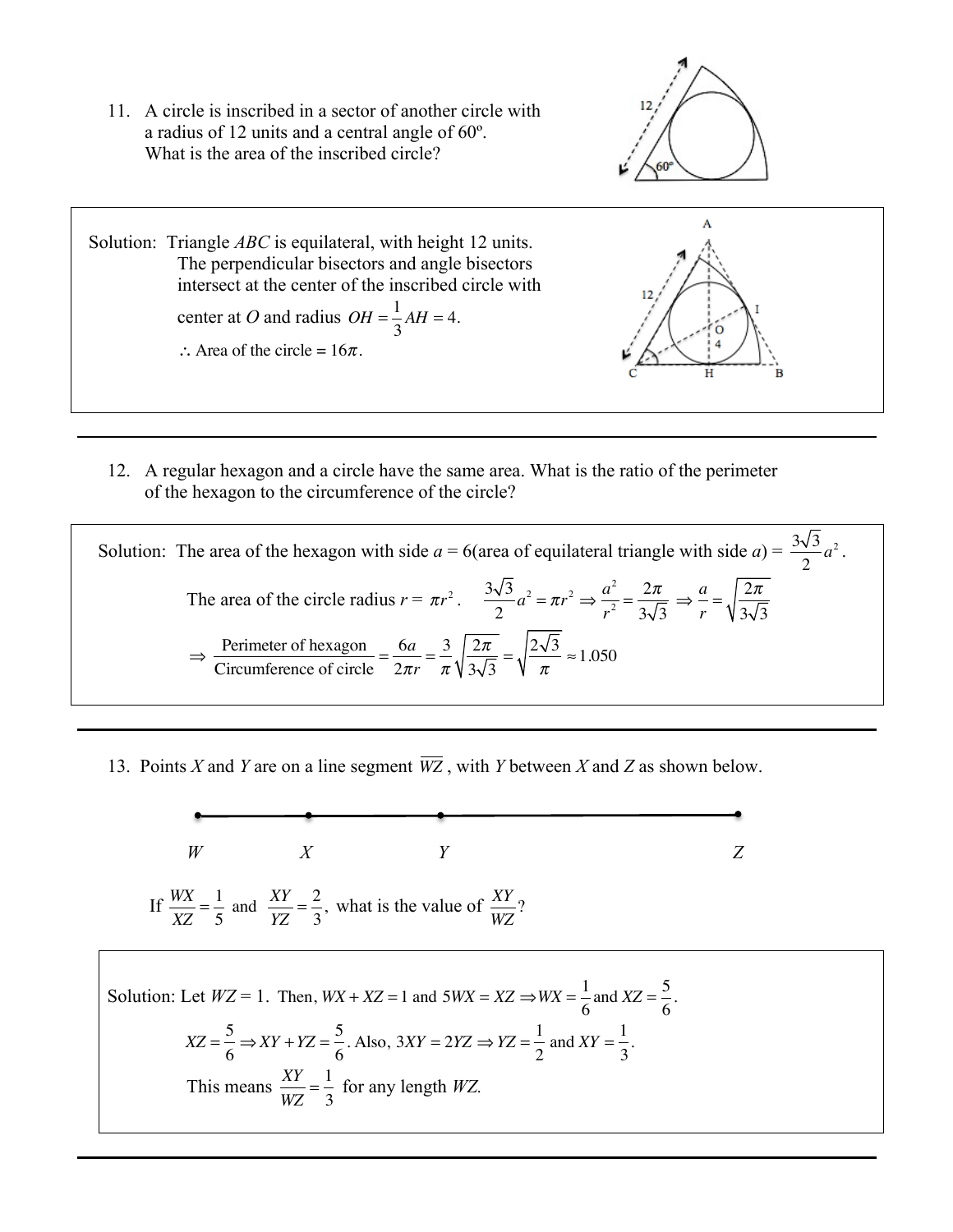11. A circle is inscribed in a sector of another circle with a radius of 12 units and a central angle of 60º. What is the area of the inscribed circle?

Solution: Triangle $ABC$ is equilateral, with height 12 units. The perpendicular bisectors and angle bisectors intersect at the center of the inscribed circle with center at $O$ and radius $OH = \frac{1}{3}AH = 4$.

$\therefore$ Area of the circle $= 16\pi$.

---

12. A regular hexagon and a circle have the same area. What is the ratio of the perimeter of the hexagon to the circumference of the circle?

Solution: The area of the hexagon with side $a$ = 6(area of equilateral triangle with side $a$) = $\frac{3\sqrt{3}}{2}a^2$.

The area of the circle radius $r = \pi r^2$. $\frac{3\sqrt{3}}{2}a^2 = \pi r^2 \Rightarrow \frac{a^2}{r^2} = \frac{2\pi}{3\sqrt{3}} \Rightarrow \frac{a}{r} = \sqrt{\frac{2\pi}{3\sqrt{3}}}$

$$\Rightarrow \frac{\text{Perimeter of hexagon}}{\text{Circumference of circle}} = \frac{6a}{2\pi r} = \frac{3}{\pi}\sqrt{\frac{2\pi}{3\sqrt{3}}} = \sqrt{\frac{2\sqrt{3}}{\pi}} \approx 1.050$$

---

13. Points $X$ and $Y$ are on a line segment $\overline{WZ}$, with $Y$ between $X$ and $Z$ as shown below.

W X Y Z

If $\frac{WX}{XZ} = \frac{1}{5}$ and $\frac{XY}{YZ} = \frac{2}{3}$, what is the value of $\frac{XY}{WZ}$?

Solution: Let $WZ = 1$. Then, $WX + XZ = 1$ and $5WX = XZ \Rightarrow WX = \frac{1}{6}$ and $XZ = \frac{5}{6}$.

$XZ = \frac{5}{6} \Rightarrow XY + YZ = \frac{5}{6}$. Also, $3XY = 2YZ \Rightarrow YZ = \frac{1}{2}$ and $XY = \frac{1}{3}$.

This means $\frac{XY}{WZ} = \frac{1}{3}$ for any length $WZ$.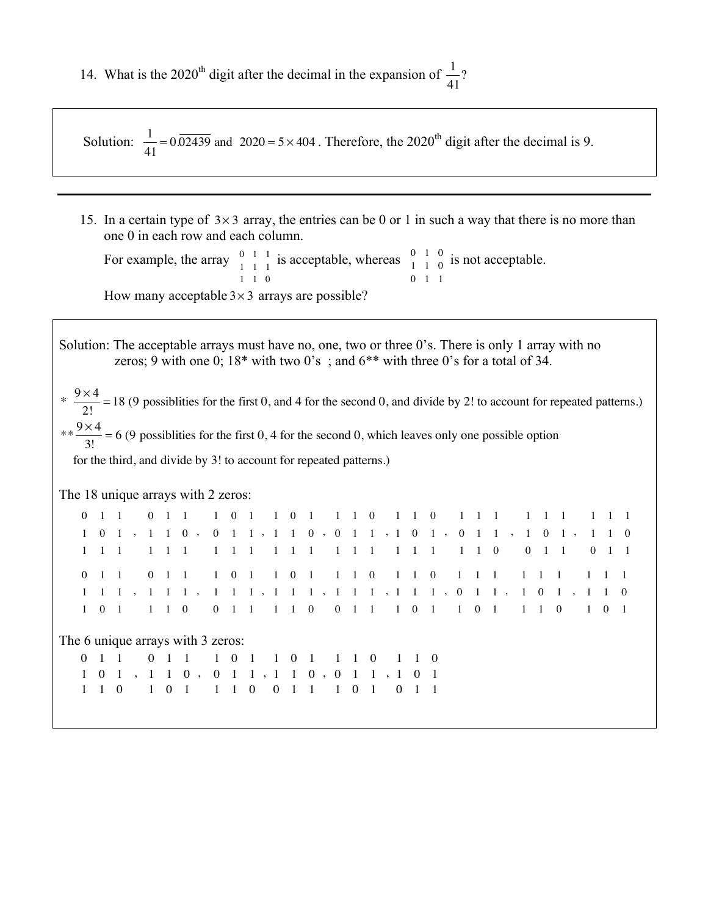14. What is the 2020th digit after the decimal in the expansion of $\frac{1}{41}$?

Solution: $\frac{1}{41} = 0.\overline{02439}$ and $2020 = 5 \times 404$. Therefore, the 2020th digit after the decimal is 9.

---

15. In a certain type of $3 \times 3$ array, the entries can be 0 or 1 in such a way that there is no more than one 0 in each row and each column.

For example, the array $\begin{matrix} 0 & 1 & 1 \\ 1 & 1 & 1 \\ 1 & 1 & 0 \end{matrix}$ is acceptable, whereas $\begin{matrix} 0 & 1 & 0 \\ 1 & 1 & 0 \\ 0 & 1 & 1 \end{matrix}$ is not acceptable.

How many acceptable $3 \times 3$ arrays are possible?

Solution: The acceptable arrays must have no, one, two or three 0's. There is only 1 array with no zeros; 9 with one 0; 18* with two 0's ; and 6** with three 0's for a total of 34.

* $\frac{9 \times 4}{2!} = 18$ (9 possiblities for the first 0, and 4 for the second 0, and divide by 2! to account for repeated patterns.)

** $\frac{9 \times 4}{3!} = 6$ (9 possiblities for the first 0, 4 for the second 0, which leaves only one possible option for the third, and divide by 3! to account for repeated patterns.)

The 18 unique arrays with 2 zeros:

$$\begin{matrix} 0 & 1 & 1 \\ 1 & 0 & 1 \\ 1 & 1 & 1 \end{matrix}, \begin{matrix} 0 & 1 & 1 \\ 1 & 1 & 0 \\ 1 & 1 & 1 \end{matrix}, \begin{matrix} 1 & 0 & 1 \\ 0 & 1 & 1 \\ 1 & 1 & 1 \end{matrix}, \begin{matrix} 1 & 0 & 1 \\ 1 & 1 & 0 \\ 1 & 1 & 1 \end{matrix}, \begin{matrix} 1 & 1 & 0 \\ 0 & 1 & 1 \\ 1 & 1 & 1 \end{matrix}, \begin{matrix} 1 & 1 & 0 \\ 1 & 0 & 1 \\ 1 & 1 & 1 \end{matrix}, \begin{matrix} 1 & 1 & 1 \\ 0 & 1 & 1 \\ 1 & 1 & 0 \end{matrix}, \begin{matrix} 1 & 1 & 1 \\ 1 & 0 & 1 \\ 0 & 1 & 1 \end{matrix}, \begin{matrix} 1 & 1 & 1 \\ 1 & 1 & 0 \\ 0 & 1 & 1 \end{matrix}$$

$$\begin{matrix} 0 & 1 & 1 \\ 1 & 1 & 1 \\ 1 & 0 & 1 \end{matrix}, \begin{matrix} 0 & 1 & 1 \\ 1 & 1 & 1 \\ 1 & 1 & 0 \end{matrix}, \begin{matrix} 1 & 0 & 1 \\ 1 & 1 & 1 \\ 0 & 1 & 1 \end{matrix}, \begin{matrix} 1 & 0 & 1 \\ 1 & 1 & 1 \\ 1 & 1 & 0 \end{matrix}, \begin{matrix} 1 & 1 & 0 \\ 1 & 1 & 1 \\ 0 & 1 & 1 \end{matrix}, \begin{matrix} 1 & 1 & 0 \\ 1 & 1 & 1 \\ 1 & 0 & 1 \end{matrix}, \begin{matrix} 1 & 1 & 1 \\ 0 & 1 & 1 \\ 1 & 0 & 1 \end{matrix}, \begin{matrix} 1 & 1 & 1 \\ 1 & 0 & 1 \\ 1 & 1 & 0 \end{matrix}, \begin{matrix} 1 & 1 & 1 \\ 1 & 1 & 0 \\ 1 & 0 & 1 \end{matrix}$$

The 6 unique arrays with 3 zeros:

$$\begin{matrix} 0 & 1 & 1 \\ 1 & 0 & 1 \\ 1 & 1 & 0 \end{matrix}, \begin{matrix} 0 & 1 & 1 \\ 1 & 1 & 0 \\ 1 & 0 & 1 \end{matrix}, \begin{matrix} 1 & 0 & 1 \\ 0 & 1 & 1 \\ 1 & 1 & 0 \end{matrix}, \begin{matrix} 1 & 0 & 1 \\ 1 & 1 & 0 \\ 0 & 1 & 1 \end{matrix}, \begin{matrix} 1 & 1 & 0 \\ 0 & 1 & 1 \\ 1 & 0 & 1 \end{matrix}, \begin{matrix} 1 & 1 & 0 \\ 1 & 0 & 1 \\ 0 & 1 & 1 \end{matrix}$$